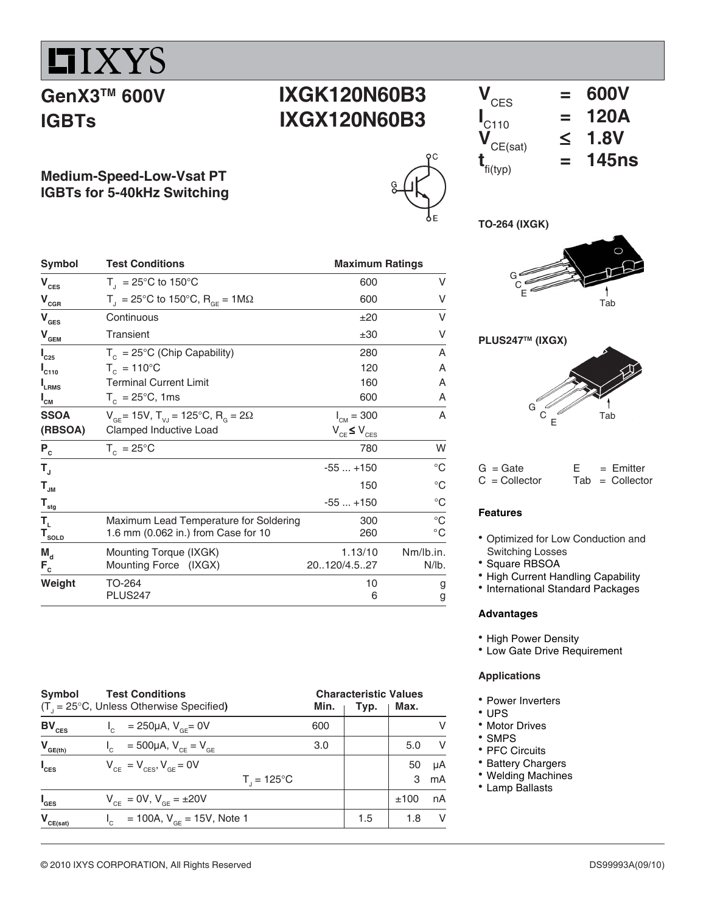# IXYS

## GenX3™ 600V IGBTs

## IXGK120N60B3
## IXGX120N60B3

**Medium-Speed-Low-Vsat PT IGBTs for 5-40kHz Switching**

| | | |
|---|---|---|
| $V_{CES}$ | = | 600V |
| $I_{C110}$ | = | 120A |
| $V_{CE(sat)}$ | ≤ | 1.8V |
| $t_{fi(typ)}$ | = | 145ns |

TO-264 (IXGK)

PLUS247™ (IXGX)

G = Gate, C = Collector, E = Emitter, Tab = Collector

| Symbol | Test Conditions | Maximum Ratings | |
|---|---|---|---|
| $V_{CES}$ | $T_J$ = 25°C to 150°C | 600 | V |
| $V_{CGR}$ | $T_J$ = 25°C to 150°C, $R_{GE}$ = 1MΩ | 600 | V |
| $V_{GES}$ | Continuous | ±20 | V |
| $V_{GEM}$ | Transient | ±30 | V |
| $I_{C25}$ | $T_C$ = 25°C (Chip Capability) | 280 | A |
| $I_{C110}$ | $T_C$ = 110°C | 120 | A |
| $I_{LRMS}$ | Terminal Current Limit | 160 | A |
| $I_{CM}$ | $T_C$ = 25°C, 1ms | 600 | A |
| SSOA (RBSOA) | $V_{GE}$= 15V, $T_{VJ}$ = 125°C, $R_G$ = 2Ω Clamped Inductive Load | $I_{CM}$ = 300 $V_{CE} \leq V_{CES}$ | A |
| $P_C$ | $T_C$ = 25°C | 780 | W |
| $T_J$ | | -55 ... +150 | °C |
| $T_{JM}$ | | 150 | °C |
| $T_{stg}$ | | -55 ... +150 | °C |
| $T_L$ | Maximum Lead Temperature for Soldering | 300 | °C |
| $T_{SOLD}$ | 1.6 mm (0.062 in.) from Case for 10 | 260 | °C |
| $M_d$ | Mounting Torque (IXGK) | 1.13/10 | Nm/lb.in. |
| $F_C$ | Mounting Force (IXGX) | 20..120/4.5..27 | N/lb. |
| Weight | TO-264 | 10 | g |
| | PLUS247 | 6 | g |

| Symbol | Test Conditions ($T_J$ = 25°C, Unless Otherwise Specified) | Min. | Typ. | Max. | |
|---|---|---|---|---|---|
| $BV_{CES}$ | $I_C$ = 250μA, $V_{GE}$= 0V | 600 | | | V |
| $V_{GE(th)}$ | $I_C$ = 500μA, $V_{CE}$ = $V_{GE}$ | 3.0 | | 5.0 | V |
| $I_{CES}$ | $V_{CE}$ = $V_{CES}$, $V_{GE}$ = 0V | | | 50 | μA |
| | $T_J$ = 125°C | | | 3 | mA |
| $I_{GES}$ | $V_{CE}$ = 0V, $V_{GE}$ = ±20V | | | ±100 | nA |
| $V_{CE(sat)}$ | $I_C$ = 100A, $V_{GE}$ = 15V, Note 1 | | 1.5 | 1.8 | V |

### Features

- Optimized for Low Conduction and Switching Losses
- Square RBSOA
- High Current Handling Capability
- International Standard Packages

### Advantages

- High Power Density
- Low Gate Drive Requirement

### Applications

- Power Inverters
- UPS
- Motor Drives
- SMPS
- PFC Circuits
- Battery Chargers
- Welding Machines
- Lamp Ballasts

© 2010 IXYS CORPORATION, All Rights Reserved

DS99993A(09/10)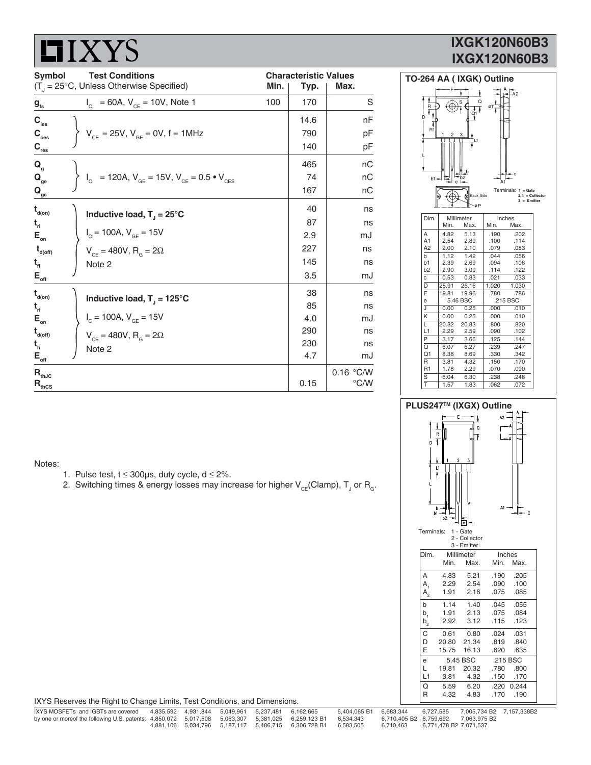| Symbol | Test Conditions ($T_J$ = 25°C, Unless Otherwise Specified) | Min. | Typ. | Max. | |
|---|---|---|---|---|---|
| $g_{fs}$ | $I_C$ = 60A, $V_{CE}$ = 10V, Note 1 | 100 | 170 | | S |
| $C_{ies}$ | $V_{CE}$ = 25V, $V_{GE}$ = 0V, f = 1MHz | | 14.6 | | nF |
| $C_{oes}$ | | | 790 | | pF |
| $C_{res}$ | | | 140 | | pF |
| $Q_g$ | $I_C$ = 120A, $V_{GE}$ = 15V, $V_{CE}$ = 0.5 • $V_{CES}$ | | 465 | | nC |
| $Q_{ge}$ | | | 74 | | nC |
| $Q_{gc}$ | | | 167 | | nC |
| $t_{d(on)}$ | **Inductive load, $T_J$ = 25°C** | | 40 | | ns |
| $t_{ri}$ | $I_C$ = 100A, $V_{GE}$ = 15V | | 87 | | ns |
| $E_{on}$ | $V_{CE}$ = 480V, $R_G$ = 2Ω | | 2.9 | | mJ |
| $t_{d(off)}$ | Note 2 | | 227 | | ns |
| $t_{fi}$ | | | 145 | | ns |
| $E_{off}$ | | | 3.5 | | mJ |
| $t_{d(on)}$ | **Inductive load, $T_J$ = 125°C** | | 38 | | ns |
| $t_{ri}$ | $I_C$ = 100A, $V_{GE}$ = 15V | | 85 | | ns |
| $E_{on}$ | $V_{CE}$ = 480V, $R_G$ = 2Ω | | 4.0 | | mJ |
| $t_{d(off)}$ | Note 2 | | 290 | | ns |
| $t_{fi}$ | | | 230 | | ns |
| $E_{off}$ | | | 4.7 | | mJ |
| $R_{thJC}$ | | | | 0.16 | °C/W |
| $R_{thCS}$ | | | 0.15 | | °C/W |

Notes:

1. Pulse test, t ≤ 300μs, duty cycle, d ≤ 2%.
2. Switching times & energy losses may increase for higher $V_{CE}$(Clamp), $T_J$ or $R_G$.

## TO-264 AA ( IXGK) Outline

Terminals: 1 = Gate, 2,4 = Collector, 3 = Emitter

| Dim. | Millimeter Min. | Millimeter Max. | Inches Min. | Inches Max. |
|---|---|---|---|---|
| A | 4.82 | 5.13 | .190 | .202 |
| A1 | 2.54 | 2.89 | .100 | .114 |
| A2 | 2.00 | 2.10 | .079 | .083 |
| b | 1.12 | 1.42 | .044 | .056 |
| b1 | 2.39 | 2.69 | .094 | .106 |
| b2 | 2.90 | 3.09 | .114 | .122 |
| c | 0.53 | 0.83 | .021 | .033 |
| D | 25.91 | 26.16 | 1.020 | 1.030 |
| E | 19.81 | 19.96 | .780 | .786 |
| e | 5.46 BSC | | .215 BSC | |
| J | 0.00 | 0.25 | .000 | .010 |
| K | 0.00 | 0.25 | .000 | .010 |
| L | 20.32 | 20.83 | .800 | .820 |
| L1 | 2.29 | 2.59 | .090 | .102 |
| P | 3.17 | 3.66 | .125 | .144 |
| Q | 6.07 | 6.27 | .239 | .247 |
| Q1 | 8.38 | 8.69 | .330 | .342 |
| R | 3.81 | 4.32 | .150 | .170 |
| R1 | 1.78 | 2.29 | .070 | .090 |
| S | 6.04 | 6.30 | .238 | .248 |
| T | 1.57 | 1.83 | .062 | .072 |

## PLUS247™ (IXGX) Outline

Terminals: 1 - Gate, 2 - Collector, 3 - Emitter

| Dim. | Millimeter Min. | Millimeter Max. | Inches Min. | Inches Max. |
|---|---|---|---|---|
| A | 4.83 | 5.21 | .190 | .205 |
| $A_1$ | 2.29 | 2.54 | .090 | .100 |
| $A_2$ | 1.91 | 2.16 | .075 | .085 |
| b | 1.14 | 1.40 | .045 | .055 |
| $b_1$ | 1.91 | 2.13 | .075 | .084 |
| $b_2$ | 2.92 | 3.12 | .115 | .123 |
| C | 0.61 | 0.80 | .024 | .031 |
| D | 20.80 | 21.34 | .819 | .840 |
| E | 15.75 | 16.13 | .620 | .635 |
| e | 5.45 BSC | | .215 BSC | |
| L | 19.81 | 20.32 | .780 | .800 |
| L1 | 3.81 | 4.32 | .150 | .170 |
| Q | 5.59 | 6.20 | .220 | 0.244 |
| R | 4.32 | 4.83 | .170 | .190 |

IXYS Reserves the Right to Change Limits, Test Conditions, and Dimensions.

IXYS MOSFETs and IGBTs are covered by one or moreof the following U.S. patents: 4,835,592 4,931,844 5,049,961 5,237,481 6,162,665 6,404,065 B1 6,683,344 6,727,585 7,005,734 B2 7,157,338B2 4,850,072 5,017,508 5,063,307 5,381,025 6,259,123 B1 6,534,343 6,710,405 B2 6,759,692 7,063,975 B2 4,881,106 5,034,796 5,187,117 5,486,715 6,306,728 B1 6,583,505 6,710,463 6,771,478 B2 7,071,537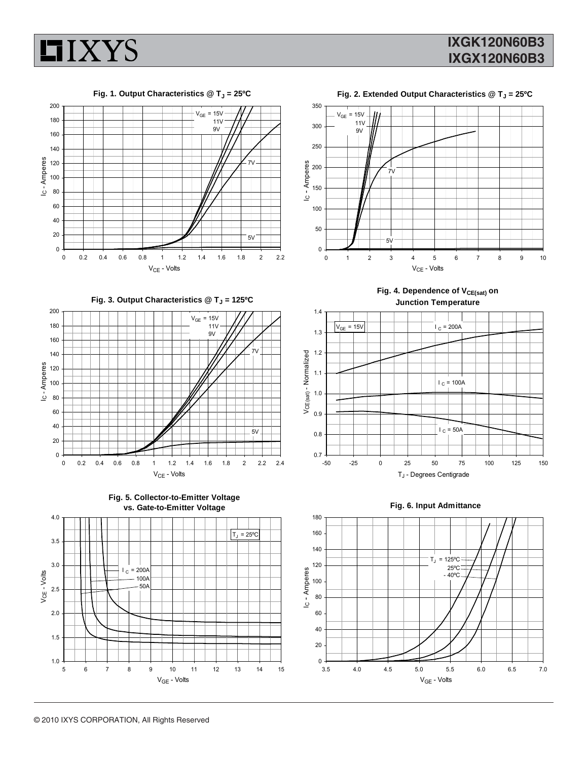**Fig. 1. Output Characteristics @ $T_J$ = 25ºC**

$V_{GE}$ = 15V, 11V, 9V, 7V, 5V

$I_C$ - Amperes vs. $V_{CE}$ - Volts

**Fig. 2. Extended Output Characteristics @ $T_J$ = 25ºC**

$V_{GE}$ = 15V, 11V, 9V, 7V, 5V

$I_C$ - Amperes vs. $V_{CE}$ - Volts

**Fig. 3. Output Characteristics @ $T_J$ = 125ºC**

$V_{GE}$ = 15V, 11V, 9V, 7V, 5V

$I_C$ - Amperes vs. $V_{CE}$ - Volts

**Fig. 4. Dependence of $V_{CE(sat)}$ on Junction Temperature**

$V_{GE}$ = 15V; $I_C$ = 200A, $I_C$ = 100A, $I_C$ = 50A

$V_{CE(sat)}$ - Normalized vs. $T_J$ - Degrees Centigrade

**Fig. 5. Collector-to-Emitter Voltage vs. Gate-to-Emitter Voltage**

$T_J$ = 25ºC; $I_C$ = 200A, 100A, 50A

$V_{CE}$ - Volts vs. $V_{GE}$ - Volts

**Fig. 6. Input Admittance**

$T_J$ = 125ºC, 25ºC, - 40ºC

$I_C$ - Amperes vs. $V_{GE}$ - Volts

© 2010 IXYS CORPORATION, All Rights Reserved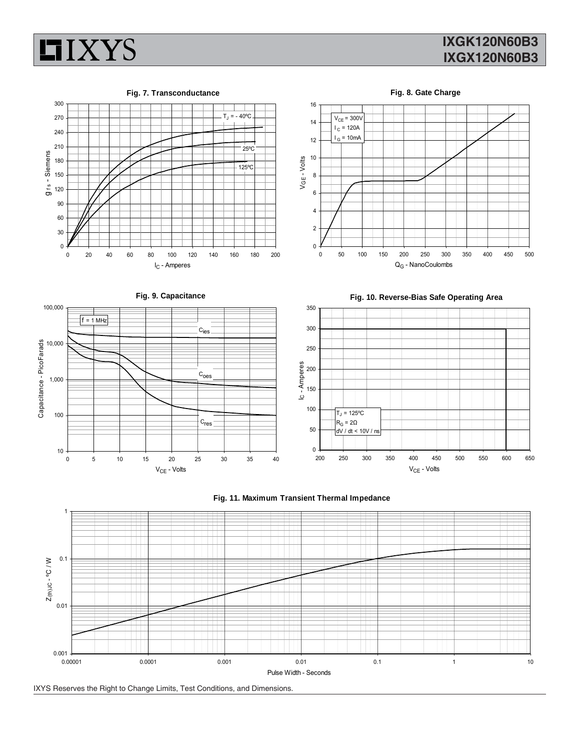**Fig. 7. Transconductance**

**Fig. 8. Gate Charge**

**Fig. 9. Capacitance**

**Fig. 10. Reverse-Bias Safe Operating Area**

**Fig. 11. Maximum Transient Thermal Impedance**

IXYS Reserves the Right to Change Limits, Test Conditions, and Dimensions.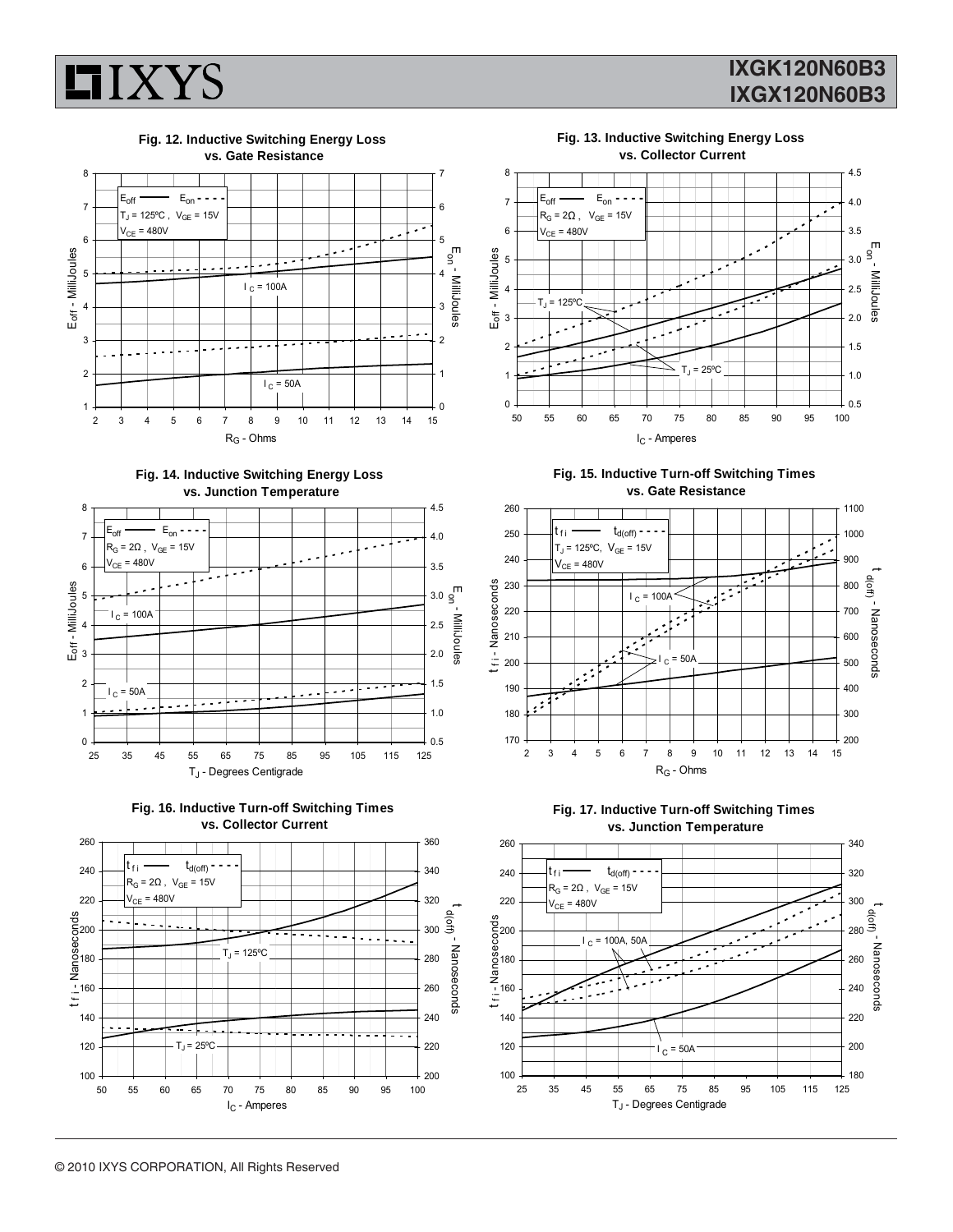Fig. 12. Inductive Switching Energy Loss vs. Gate Resistance

$E_{off}$ — $E_{on}$ - - -
$T_J = 125ºC$, $V_{GE} = 15V$
$V_{CE} = 480V$

$I_C = 100A$

$I_C = 50A$

$E_{off}$ - MilliJoules | $E_{on}$ - MilliJoules | $R_G$ - Ohms

Fig. 13. Inductive Switching Energy Loss vs. Collector Current

$E_{off}$ — $E_{on}$ - - -
$R_G = 2\Omega$, $V_{GE} = 15V$
$V_{CE} = 480V$

$T_J = 125ºC$

$T_J = 25ºC$

$E_{off}$ - MilliJoules | $E_{on}$ - MilliJoules | $I_C$ - Amperes

Fig. 14. Inductive Switching Energy Loss vs. Junction Temperature

$E_{off}$ — $E_{on}$ - - -
$R_G = 2\Omega$, $V_{GE} = 15V$
$V_{CE} = 480V$

$I_C = 100A$

$I_C = 50A$

$E_{off}$ - MilliJoules | $E_{on}$ - MilliJoules | $T_J$ - Degrees Centigrade

Fig. 15. Inductive Turn-off Switching Times vs. Gate Resistance

$t_{fi}$ — $t_{d(off)}$ - - -
$T_J = 125ºC$, $V_{GE} = 15V$
$V_{CE} = 480V$

$I_C = 100A$

$I_C = 50A$

$t_{fi}$ - Nanoseconds | $t_{d(off)}$ - Nanoseconds | $R_G$ - Ohms

Fig. 16. Inductive Turn-off Switching Times vs. Collector Current

$t_{fi}$ — $t_{d(off)}$ - - -
$R_G = 2\Omega$, $V_{GE} = 15V$
$V_{CE} = 480V$

$T_J = 125ºC$

$T_J = 25ºC$

$t_{fi}$ - Nanoseconds | $t_{d(off)}$ - Nanoseconds | $I_C$ - Amperes

Fig. 17. Inductive Turn-off Switching Times vs. Junction Temperature

$t_{fi}$ — $t_{d(off)}$ - - -
$R_G = 2\Omega$, $V_{GE} = 15V$
$V_{CE} = 480V$

$I_C = 100A, 50A$

$I_C = 50A$

$t_{fi}$ - Nanoseconds | $t_{d(off)}$ - Nanoseconds | $T_J$ - Degrees Centigrade

© 2010 IXYS CORPORATION, All Rights Reserved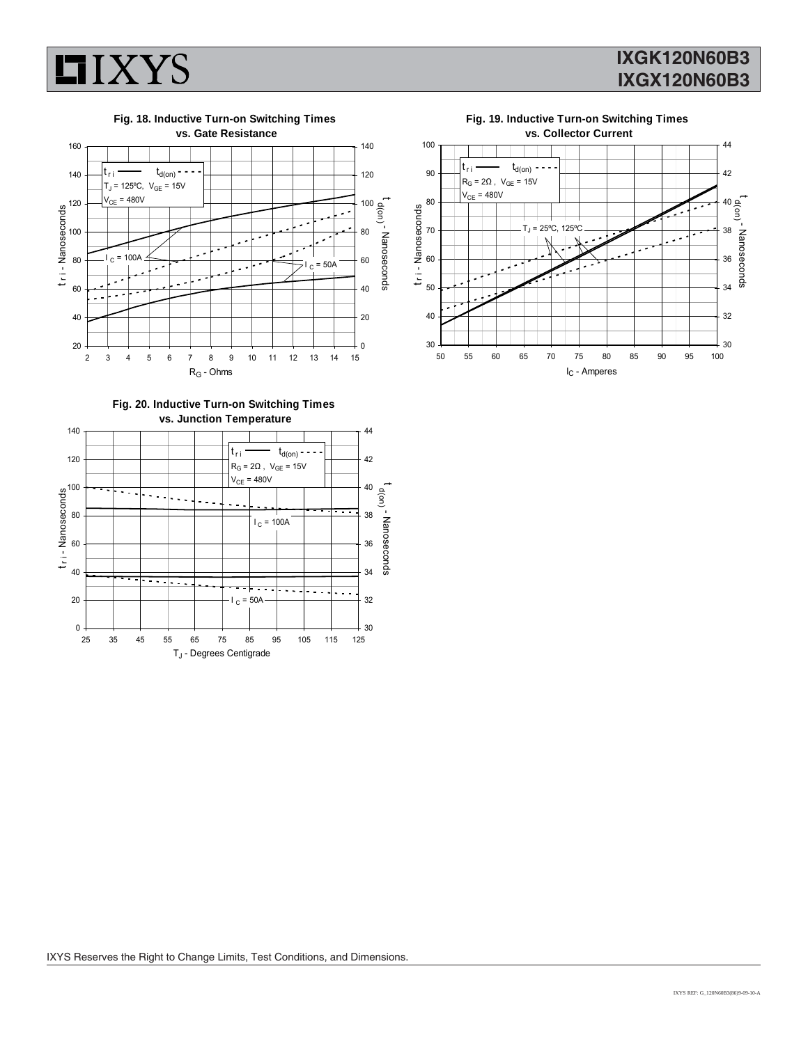**Fig. 18. Inductive Turn-on Switching Times vs. Gate Resistance**

$t_{ri}$ — $t_{d(on)}$ - - -

$T_J$ = 125ºC, $V_{GE}$ = 15V

$V_{CE}$ = 480V

$I_C$ = 100A

$I_C$ = 50A

$t_{ri}$ - Nanoseconds: 20, 40, 60, 80, 100, 120, 140, 160

$t_{d(on)}$ - Nanoseconds: 0, 20, 40, 60, 80, 100, 120, 140

$R_G$ - Ohms: 2, 3, 4, 5, 6, 7, 8, 9, 10, 11, 12, 13, 14, 15

**Fig. 19. Inductive Turn-on Switching Times vs. Collector Current**

$t_{ri}$ — $t_{d(on)}$ - - -

$R_G$ = 2Ω , $V_{GE}$ = 15V

$V_{CE}$ = 480V

$T_J$ = 25ºC, 125ºC

$t_{ri}$ - Nanoseconds: 30, 40, 50, 60, 70, 80, 90, 100

$t_{d(on)}$ - Nanoseconds: 30, 32, 34, 36, 38, 40, 42, 44

$I_C$ - Amperes: 50, 55, 60, 65, 70, 75, 80, 85, 90, 95, 100

**Fig. 20. Inductive Turn-on Switching Times vs. Junction Temperature**

$t_{ri}$ — $t_{d(on)}$ - - -

$R_G$ = 2Ω , $V_{GE}$ = 15V

$V_{CE}$ = 480V

$I_C$ = 100A

$I_C$ = 50A

$t_{ri}$ - Nanoseconds: 0, 20, 40, 60, 80, 100, 120, 140

$t_{d(on)}$ - Nanoseconds: 30, 32, 34, 36, 38, 40, 42, 44

$T_J$ - Degrees Centigrade: 25, 35, 45, 55, 65, 75, 85, 95, 105, 115, 125

IXYS Reserves the Right to Change Limits, Test Conditions, and Dimensions.

IXYS REF: G_120N60B3(86)9-09-10-A